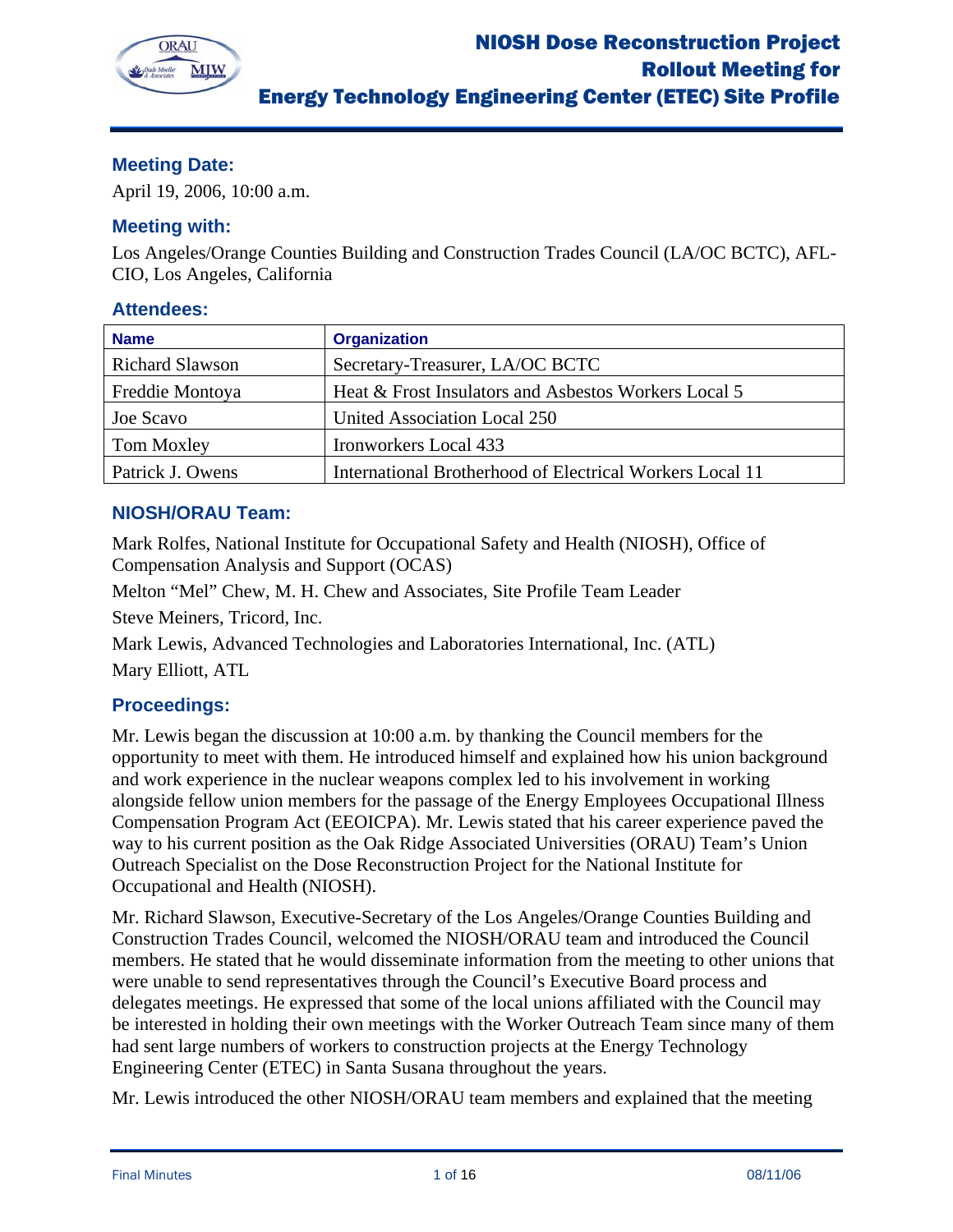# NIOSH Dose Reconstruction Project Rollout Meeting for Energy Technology Engineering Center (ETEC) Site Profile

### Meeting Date:

April 19, 2006, 10:00 a.m.

### Meeting with:

Los Angeles/Orange Counties Building and Construction Trades Council (LA/OC BCTC), AFL-CIO, Los Angeles, California

### Attendees:

| Name | Organization |
| --- | --- |
| Richard Slawson | Secretary-Treasurer, LA/OC BCTC |
| Freddie Montoya | Heat & Frost Insulators and Asbestos Workers Local 5 |
| Joe Scavo | United Association Local 250 |
| Tom Moxley | Ironworkers Local 433 |
| Patrick J. Owens | International Brotherhood of Electrical Workers Local 11 |

### NIOSH/ORAU Team:

Mark Rolfes, National Institute for Occupational Safety and Health (NIOSH), Office of Compensation Analysis and Support (OCAS)

Melton "Mel" Chew, M. H. Chew and Associates, Site Profile Team Leader

Steve Meiners, Tricord, Inc.

Mark Lewis, Advanced Technologies and Laboratories International, Inc. (ATL)

Mary Elliott, ATL

### Proceedings:

Mr. Lewis began the discussion at 10:00 a.m. by thanking the Council members for the opportunity to meet with them. He introduced himself and explained how his union background and work experience in the nuclear weapons complex led to his involvement in working alongside fellow union members for the passage of the Energy Employees Occupational Illness Compensation Program Act (EEOICPA). Mr. Lewis stated that his career experience paved the way to his current position as the Oak Ridge Associated Universities (ORAU) Team's Union Outreach Specialist on the Dose Reconstruction Project for the National Institute for Occupational and Health (NIOSH).

Mr. Richard Slawson, Executive-Secretary of the Los Angeles/Orange Counties Building and Construction Trades Council, welcomed the NIOSH/ORAU team and introduced the Council members. He stated that he would disseminate information from the meeting to other unions that were unable to send representatives through the Council's Executive Board process and delegates meetings. He expressed that some of the local unions affiliated with the Council may be interested in holding their own meetings with the Worker Outreach Team since many of them had sent large numbers of workers to construction projects at the Energy Technology Engineering Center (ETEC) in Santa Susana throughout the years.

Mr. Lewis introduced the other NIOSH/ORAU team members and explained that the meeting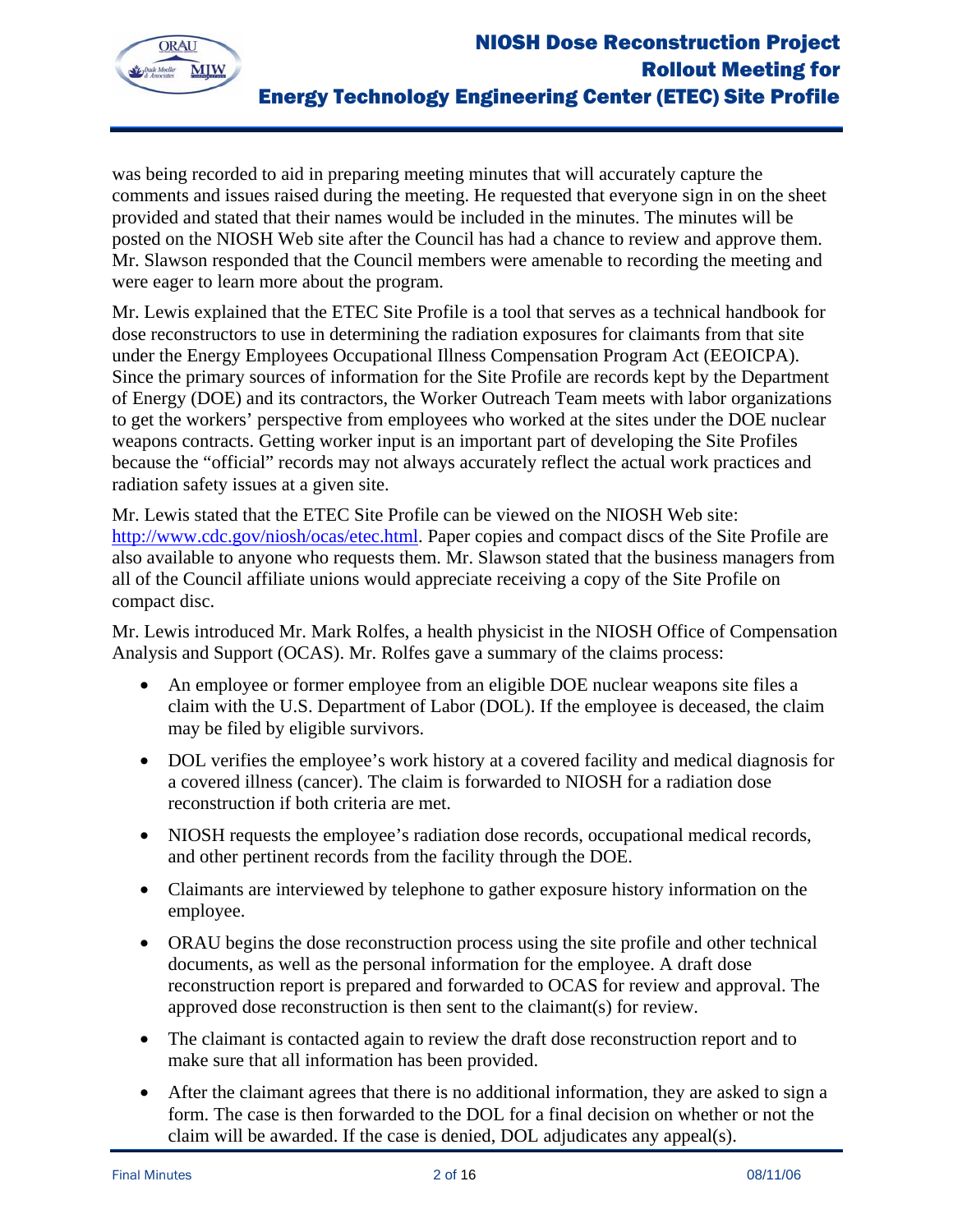was being recorded to aid in preparing meeting minutes that will accurately capture the comments and issues raised during the meeting. He requested that everyone sign in on the sheet provided and stated that their names would be included in the minutes. The minutes will be posted on the NIOSH Web site after the Council has had a chance to review and approve them. Mr. Slawson responded that the Council members were amenable to recording the meeting and were eager to learn more about the program.

Mr. Lewis explained that the ETEC Site Profile is a tool that serves as a technical handbook for dose reconstructors to use in determining the radiation exposures for claimants from that site under the Energy Employees Occupational Illness Compensation Program Act (EEOICPA). Since the primary sources of information for the Site Profile are records kept by the Department of Energy (DOE) and its contractors, the Worker Outreach Team meets with labor organizations to get the workers' perspective from employees who worked at the sites under the DOE nuclear weapons contracts. Getting worker input is an important part of developing the Site Profiles because the "official" records may not always accurately reflect the actual work practices and radiation safety issues at a given site.

Mr. Lewis stated that the ETEC Site Profile can be viewed on the NIOSH Web site: http://www.cdc.gov/niosh/ocas/etec.html. Paper copies and compact discs of the Site Profile are also available to anyone who requests them. Mr. Slawson stated that the business managers from all of the Council affiliate unions would appreciate receiving a copy of the Site Profile on compact disc.

Mr. Lewis introduced Mr. Mark Rolfes, a health physicist in the NIOSH Office of Compensation Analysis and Support (OCAS). Mr. Rolfes gave a summary of the claims process:

- An employee or former employee from an eligible DOE nuclear weapons site files a claim with the U.S. Department of Labor (DOL). If the employee is deceased, the claim may be filed by eligible survivors.
- DOL verifies the employee's work history at a covered facility and medical diagnosis for a covered illness (cancer). The claim is forwarded to NIOSH for a radiation dose reconstruction if both criteria are met.
- NIOSH requests the employee's radiation dose records, occupational medical records, and other pertinent records from the facility through the DOE.
- Claimants are interviewed by telephone to gather exposure history information on the employee.
- ORAU begins the dose reconstruction process using the site profile and other technical documents, as well as the personal information for the employee. A draft dose reconstruction report is prepared and forwarded to OCAS for review and approval. The approved dose reconstruction is then sent to the claimant(s) for review.
- The claimant is contacted again to review the draft dose reconstruction report and to make sure that all information has been provided.
- After the claimant agrees that there is no additional information, they are asked to sign a form. The case is then forwarded to the DOL for a final decision on whether or not the claim will be awarded. If the case is denied, DOL adjudicates any appeal(s).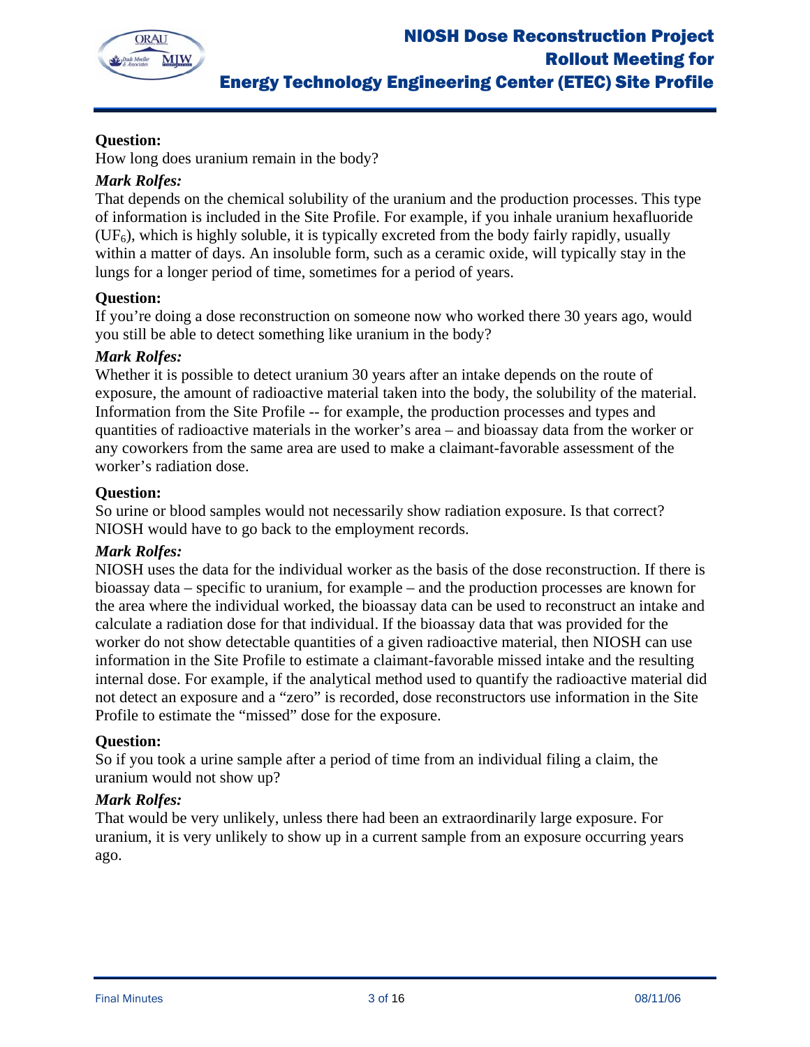**Question:**
How long does uranium remain in the body?

***Mark Rolfes:***
That depends on the chemical solubility of the uranium and the production processes. This type of information is included in the Site Profile. For example, if you inhale uranium hexafluoride ($UF_6$), which is highly soluble, it is typically excreted from the body fairly rapidly, usually within a matter of days. An insoluble form, such as a ceramic oxide, will typically stay in the lungs for a longer period of time, sometimes for a period of years.

**Question:**
If you're doing a dose reconstruction on someone now who worked there 30 years ago, would you still be able to detect something like uranium in the body?

***Mark Rolfes:***
Whether it is possible to detect uranium 30 years after an intake depends on the route of exposure, the amount of radioactive material taken into the body, the solubility of the material. Information from the Site Profile -- for example, the production processes and types and quantities of radioactive materials in the worker's area – and bioassay data from the worker or any coworkers from the same area are used to make a claimant-favorable assessment of the worker's radiation dose.

**Question:**
So urine or blood samples would not necessarily show radiation exposure. Is that correct? NIOSH would have to go back to the employment records.

***Mark Rolfes:***
NIOSH uses the data for the individual worker as the basis of the dose reconstruction. If there is bioassay data – specific to uranium, for example – and the production processes are known for the area where the individual worked, the bioassay data can be used to reconstruct an intake and calculate a radiation dose for that individual. If the bioassay data that was provided for the worker do not show detectable quantities of a given radioactive material, then NIOSH can use information in the Site Profile to estimate a claimant-favorable missed intake and the resulting internal dose. For example, if the analytical method used to quantify the radioactive material did not detect an exposure and a "zero" is recorded, dose reconstructors use information in the Site Profile to estimate the "missed" dose for the exposure.

**Question:**
So if you took a urine sample after a period of time from an individual filing a claim, the uranium would not show up?

***Mark Rolfes:***
That would be very unlikely, unless there had been an extraordinarily large exposure. For uranium, it is very unlikely to show up in a current sample from an exposure occurring years ago.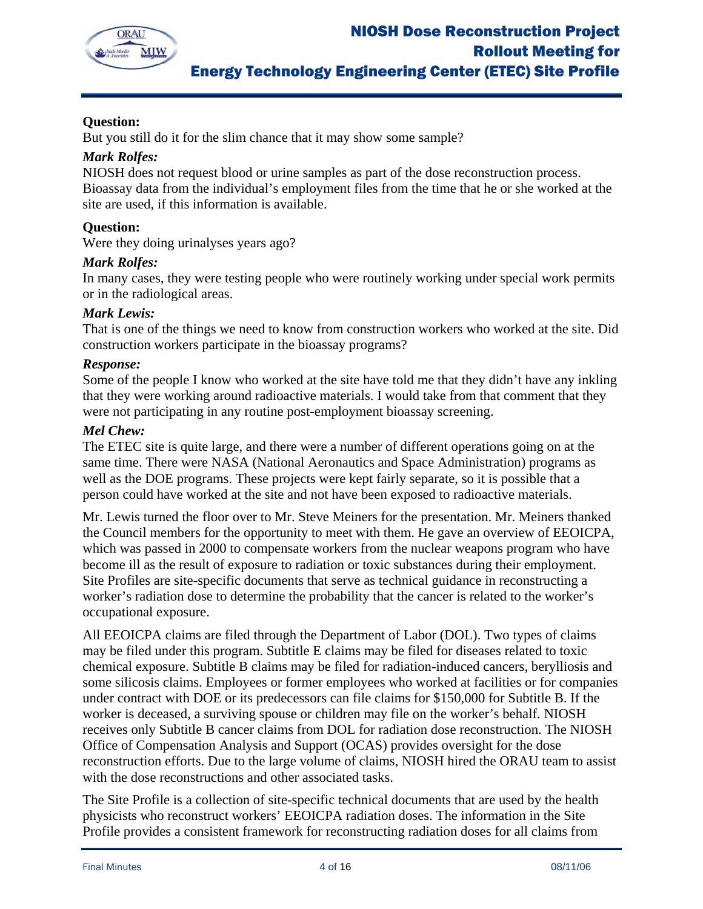**Question:**
But you still do it for the slim chance that it may show some sample?

***Mark Rolfes:***
NIOSH does not request blood or urine samples as part of the dose reconstruction process. Bioassay data from the individual's employment files from the time that he or she worked at the site are used, if this information is available.

**Question:**
Were they doing urinalyses years ago?

***Mark Rolfes:***
In many cases, they were testing people who were routinely working under special work permits or in the radiological areas.

***Mark Lewis:***
That is one of the things we need to know from construction workers who worked at the site. Did construction workers participate in the bioassay programs?

***Response:***
Some of the people I know who worked at the site have told me that they didn't have any inkling that they were working around radioactive materials. I would take from that comment that they were not participating in any routine post-employment bioassay screening.

***Mel Chew:***
The ETEC site is quite large, and there were a number of different operations going on at the same time. There were NASA (National Aeronautics and Space Administration) programs as well as the DOE programs. These projects were kept fairly separate, so it is possible that a person could have worked at the site and not have been exposed to radioactive materials.

Mr. Lewis turned the floor over to Mr. Steve Meiners for the presentation. Mr. Meiners thanked the Council members for the opportunity to meet with them. He gave an overview of EEOICPA, which was passed in 2000 to compensate workers from the nuclear weapons program who have become ill as the result of exposure to radiation or toxic substances during their employment. Site Profiles are site-specific documents that serve as technical guidance in reconstructing a worker's radiation dose to determine the probability that the cancer is related to the worker's occupational exposure.

All EEOICPA claims are filed through the Department of Labor (DOL). Two types of claims may be filed under this program. Subtitle E claims may be filed for diseases related to toxic chemical exposure. Subtitle B claims may be filed for radiation-induced cancers, berylliosis and some silicosis claims. Employees or former employees who worked at facilities or for companies under contract with DOE or its predecessors can file claims for $150,000 for Subtitle B. If the worker is deceased, a surviving spouse or children may file on the worker's behalf. NIOSH receives only Subtitle B cancer claims from DOL for radiation dose reconstruction. The NIOSH Office of Compensation Analysis and Support (OCAS) provides oversight for the dose reconstruction efforts. Due to the large volume of claims, NIOSH hired the ORAU team to assist with the dose reconstructions and other associated tasks.

The Site Profile is a collection of site-specific technical documents that are used by the health physicists who reconstruct workers' EEOICPA radiation doses. The information in the Site Profile provides a consistent framework for reconstructing radiation doses for all claims from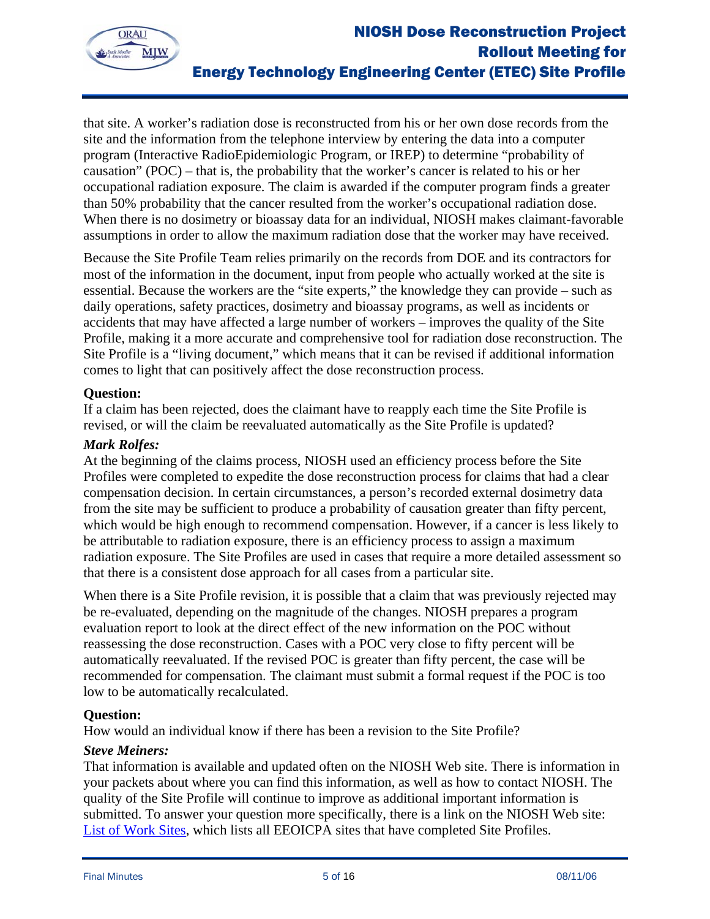that site. A worker's radiation dose is reconstructed from his or her own dose records from the site and the information from the telephone interview by entering the data into a computer program (Interactive RadioEpidemiologic Program, or IREP) to determine "probability of causation" (POC) – that is, the probability that the worker's cancer is related to his or her occupational radiation exposure. The claim is awarded if the computer program finds a greater than 50% probability that the cancer resulted from the worker's occupational radiation dose. When there is no dosimetry or bioassay data for an individual, NIOSH makes claimant-favorable assumptions in order to allow the maximum radiation dose that the worker may have received.

Because the Site Profile Team relies primarily on the records from DOE and its contractors for most of the information in the document, input from people who actually worked at the site is essential. Because the workers are the "site experts," the knowledge they can provide – such as daily operations, safety practices, dosimetry and bioassay programs, as well as incidents or accidents that may have affected a large number of workers – improves the quality of the Site Profile, making it a more accurate and comprehensive tool for radiation dose reconstruction. The Site Profile is a "living document," which means that it can be revised if additional information comes to light that can positively affect the dose reconstruction process.

**Question:**
If a claim has been rejected, does the claimant have to reapply each time the Site Profile is revised, or will the claim be reevaluated automatically as the Site Profile is updated?

***Mark Rolfes:***
At the beginning of the claims process, NIOSH used an efficiency process before the Site Profiles were completed to expedite the dose reconstruction process for claims that had a clear compensation decision. In certain circumstances, a person's recorded external dosimetry data from the site may be sufficient to produce a probability of causation greater than fifty percent, which would be high enough to recommend compensation. However, if a cancer is less likely to be attributable to radiation exposure, there is an efficiency process to assign a maximum radiation exposure. The Site Profiles are used in cases that require a more detailed assessment so that there is a consistent dose approach for all cases from a particular site.

When there is a Site Profile revision, it is possible that a claim that was previously rejected may be re-evaluated, depending on the magnitude of the changes. NIOSH prepares a program evaluation report to look at the direct effect of the new information on the POC without reassessing the dose reconstruction. Cases with a POC very close to fifty percent will be automatically reevaluated. If the revised POC is greater than fifty percent, the case will be recommended for compensation. The claimant must submit a formal request if the POC is too low to be automatically recalculated.

**Question:**
How would an individual know if there has been a revision to the Site Profile?

***Steve Meiners:***
That information is available and updated often on the NIOSH Web site. There is information in your packets about where you can find this information, as well as how to contact NIOSH. The quality of the Site Profile will continue to improve as additional important information is submitted. To answer your question more specifically, there is a link on the NIOSH Web site: List of Work Sites, which lists all EEOICPA sites that have completed Site Profiles.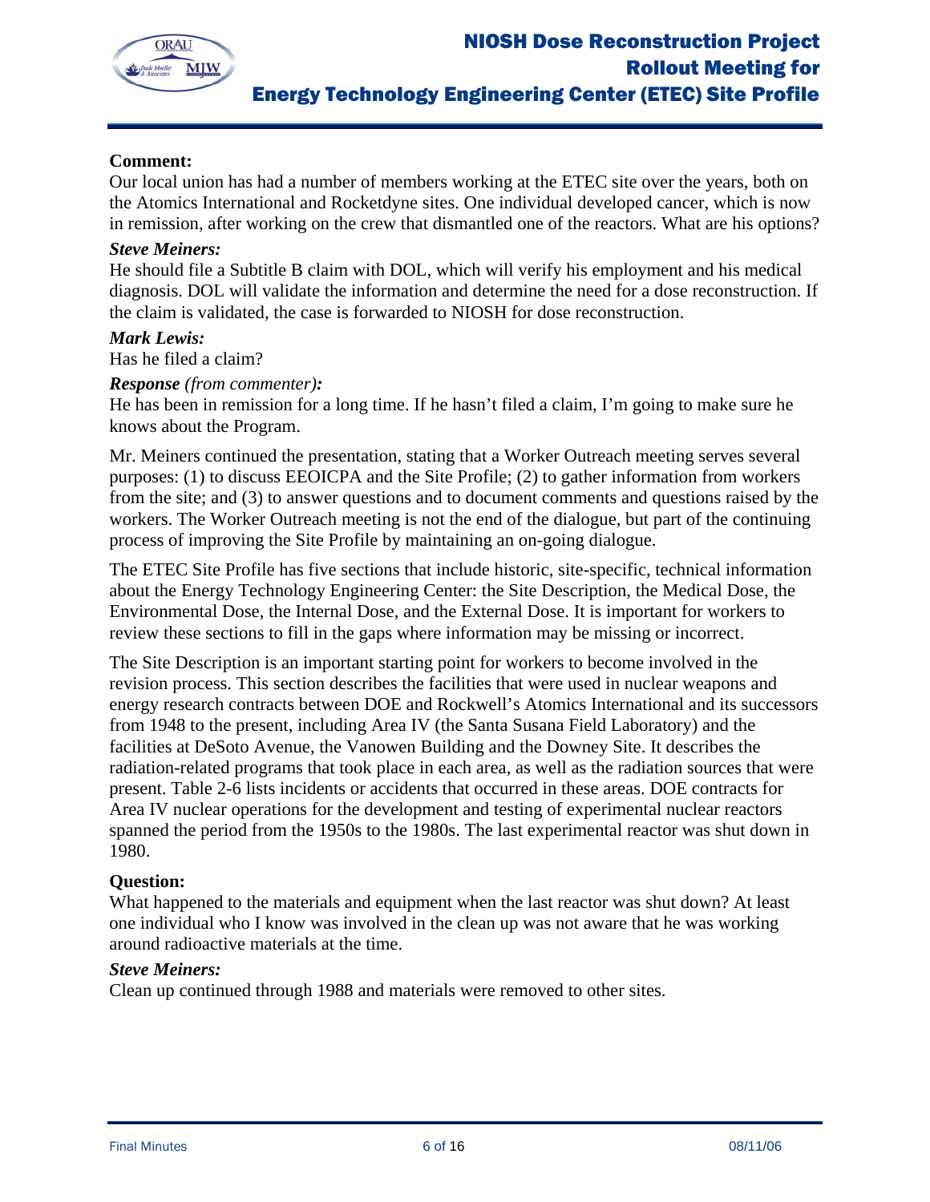**Comment:**
Our local union has had a number of members working at the ETEC site over the years, both on the Atomics International and Rocketdyne sites. One individual developed cancer, which is now in remission, after working on the crew that dismantled one of the reactors. What are his options?

***Steve Meiners:***
He should file a Subtitle B claim with DOL, which will verify his employment and his medical diagnosis. DOL will validate the information and determine the need for a dose reconstruction. If the claim is validated, the case is forwarded to NIOSH for dose reconstruction.

***Mark Lewis:***
Has he filed a claim?

***Response** (from commenter)**:***
He has been in remission for a long time. If he hasn't filed a claim, I'm going to make sure he knows about the Program.

Mr. Meiners continued the presentation, stating that a Worker Outreach meeting serves several purposes: (1) to discuss EEOICPA and the Site Profile; (2) to gather information from workers from the site; and (3) to answer questions and to document comments and questions raised by the workers. The Worker Outreach meeting is not the end of the dialogue, but part of the continuing process of improving the Site Profile by maintaining an on-going dialogue.

The ETEC Site Profile has five sections that include historic, site-specific, technical information about the Energy Technology Engineering Center: the Site Description, the Medical Dose, the Environmental Dose, the Internal Dose, and the External Dose. It is important for workers to review these sections to fill in the gaps where information may be missing or incorrect.

The Site Description is an important starting point for workers to become involved in the revision process. This section describes the facilities that were used in nuclear weapons and energy research contracts between DOE and Rockwell's Atomics International and its successors from 1948 to the present, including Area IV (the Santa Susana Field Laboratory) and the facilities at DeSoto Avenue, the Vanowen Building and the Downey Site. It describes the radiation-related programs that took place in each area, as well as the radiation sources that were present. Table 2-6 lists incidents or accidents that occurred in these areas. DOE contracts for Area IV nuclear operations for the development and testing of experimental nuclear reactors spanned the period from the 1950s to the 1980s. The last experimental reactor was shut down in 1980.

**Question:**
What happened to the materials and equipment when the last reactor was shut down? At least one individual who I know was involved in the clean up was not aware that he was working around radioactive materials at the time.

***Steve Meiners:***
Clean up continued through 1988 and materials were removed to other sites.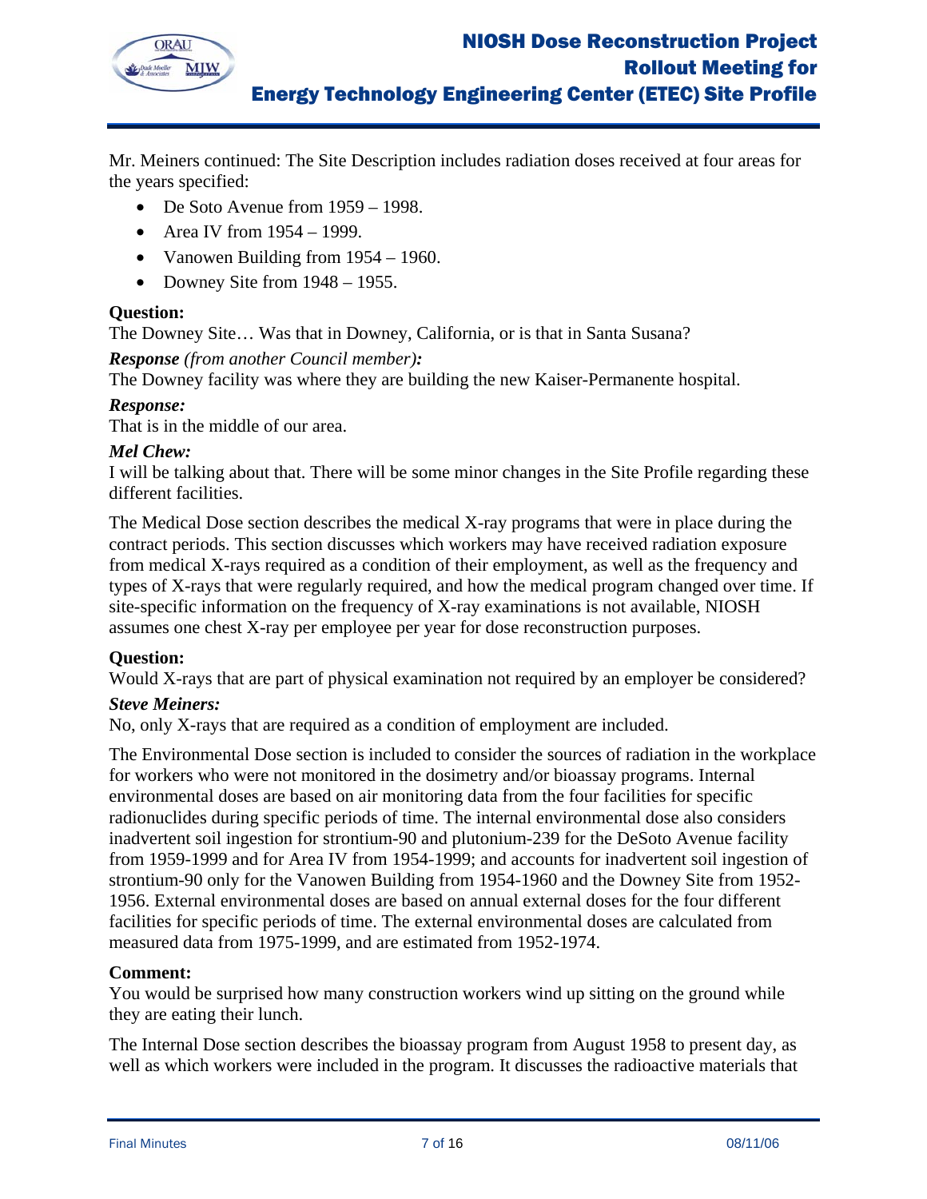Mr. Meiners continued: The Site Description includes radiation doses received at four areas for the years specified:

- De Soto Avenue from 1959 – 1998.
- Area IV from 1954 – 1999.
- Vanowen Building from 1954 – 1960.
- Downey Site from 1948 – 1955.

**Question:**
The Downey Site… Was that in Downey, California, or is that in Santa Susana?

***Response** (from another Council member)**:***
The Downey facility was where they are building the new Kaiser-Permanente hospital.

***Response:***
That is in the middle of our area.

***Mel Chew:***
I will be talking about that. There will be some minor changes in the Site Profile regarding these different facilities.

The Medical Dose section describes the medical X-ray programs that were in place during the contract periods. This section discusses which workers may have received radiation exposure from medical X-rays required as a condition of their employment, as well as the frequency and types of X-rays that were regularly required, and how the medical program changed over time. If site-specific information on the frequency of X-ray examinations is not available, NIOSH assumes one chest X-ray per employee per year for dose reconstruction purposes.

**Question:**
Would X-rays that are part of physical examination not required by an employer be considered?

***Steve Meiners:***
No, only X-rays that are required as a condition of employment are included.

The Environmental Dose section is included to consider the sources of radiation in the workplace for workers who were not monitored in the dosimetry and/or bioassay programs. Internal environmental doses are based on air monitoring data from the four facilities for specific radionuclides during specific periods of time. The internal environmental dose also considers inadvertent soil ingestion for strontium-90 and plutonium-239 for the DeSoto Avenue facility from 1959-1999 and for Area IV from 1954-1999; and accounts for inadvertent soil ingestion of strontium-90 only for the Vanowen Building from 1954-1960 and the Downey Site from 1952-1956. External environmental doses are based on annual external doses for the four different facilities for specific periods of time. The external environmental doses are calculated from measured data from 1975-1999, and are estimated from 1952-1974.

**Comment:**
You would be surprised how many construction workers wind up sitting on the ground while they are eating their lunch.

The Internal Dose section describes the bioassay program from August 1958 to present day, as well as which workers were included in the program. It discusses the radioactive materials that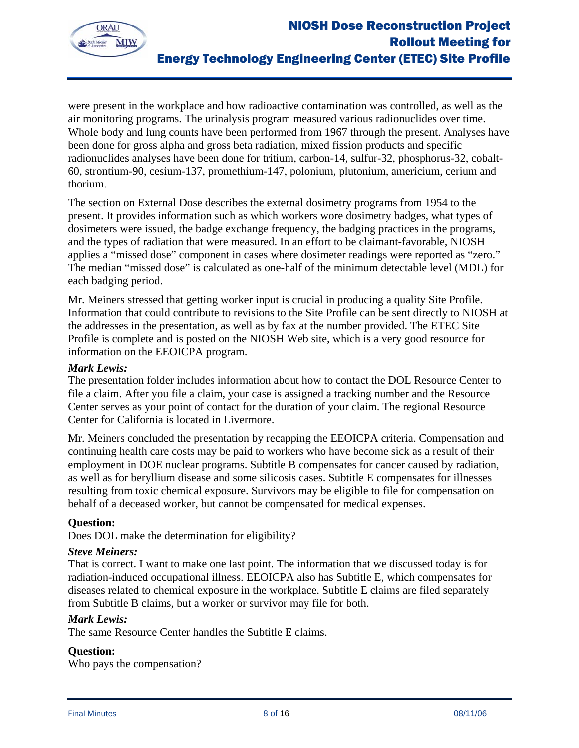were present in the workplace and how radioactive contamination was controlled, as well as the air monitoring programs. The urinalysis program measured various radionuclides over time. Whole body and lung counts have been performed from 1967 through the present. Analyses have been done for gross alpha and gross beta radiation, mixed fission products and specific radionuclides analyses have been done for tritium, carbon-14, sulfur-32, phosphorus-32, cobalt-60, strontium-90, cesium-137, promethium-147, polonium, plutonium, americium, cerium and thorium.

The section on External Dose describes the external dosimetry programs from 1954 to the present. It provides information such as which workers wore dosimetry badges, what types of dosimeters were issued, the badge exchange frequency, the badging practices in the programs, and the types of radiation that were measured. In an effort to be claimant-favorable, NIOSH applies a "missed dose" component in cases where dosimeter readings were reported as "zero." The median "missed dose" is calculated as one-half of the minimum detectable level (MDL) for each badging period.

Mr. Meiners stressed that getting worker input is crucial in producing a quality Site Profile. Information that could contribute to revisions to the Site Profile can be sent directly to NIOSH at the addresses in the presentation, as well as by fax at the number provided. The ETEC Site Profile is complete and is posted on the NIOSH Web site, which is a very good resource for information on the EEOICPA program.

***Mark Lewis:***
The presentation folder includes information about how to contact the DOL Resource Center to file a claim. After you file a claim, your case is assigned a tracking number and the Resource Center serves as your point of contact for the duration of your claim. The regional Resource Center for California is located in Livermore.

Mr. Meiners concluded the presentation by recapping the EEOICPA criteria. Compensation and continuing health care costs may be paid to workers who have become sick as a result of their employment in DOE nuclear programs. Subtitle B compensates for cancer caused by radiation, as well as for beryllium disease and some silicosis cases. Subtitle E compensates for illnesses resulting from toxic chemical exposure. Survivors may be eligible to file for compensation on behalf of a deceased worker, but cannot be compensated for medical expenses.

**Question:**
Does DOL make the determination for eligibility?

***Steve Meiners:***
That is correct. I want to make one last point. The information that we discussed today is for radiation-induced occupational illness. EEOICPA also has Subtitle E, which compensates for diseases related to chemical exposure in the workplace. Subtitle E claims are filed separately from Subtitle B claims, but a worker or survivor may file for both.

***Mark Lewis:***
The same Resource Center handles the Subtitle E claims.

**Question:**
Who pays the compensation?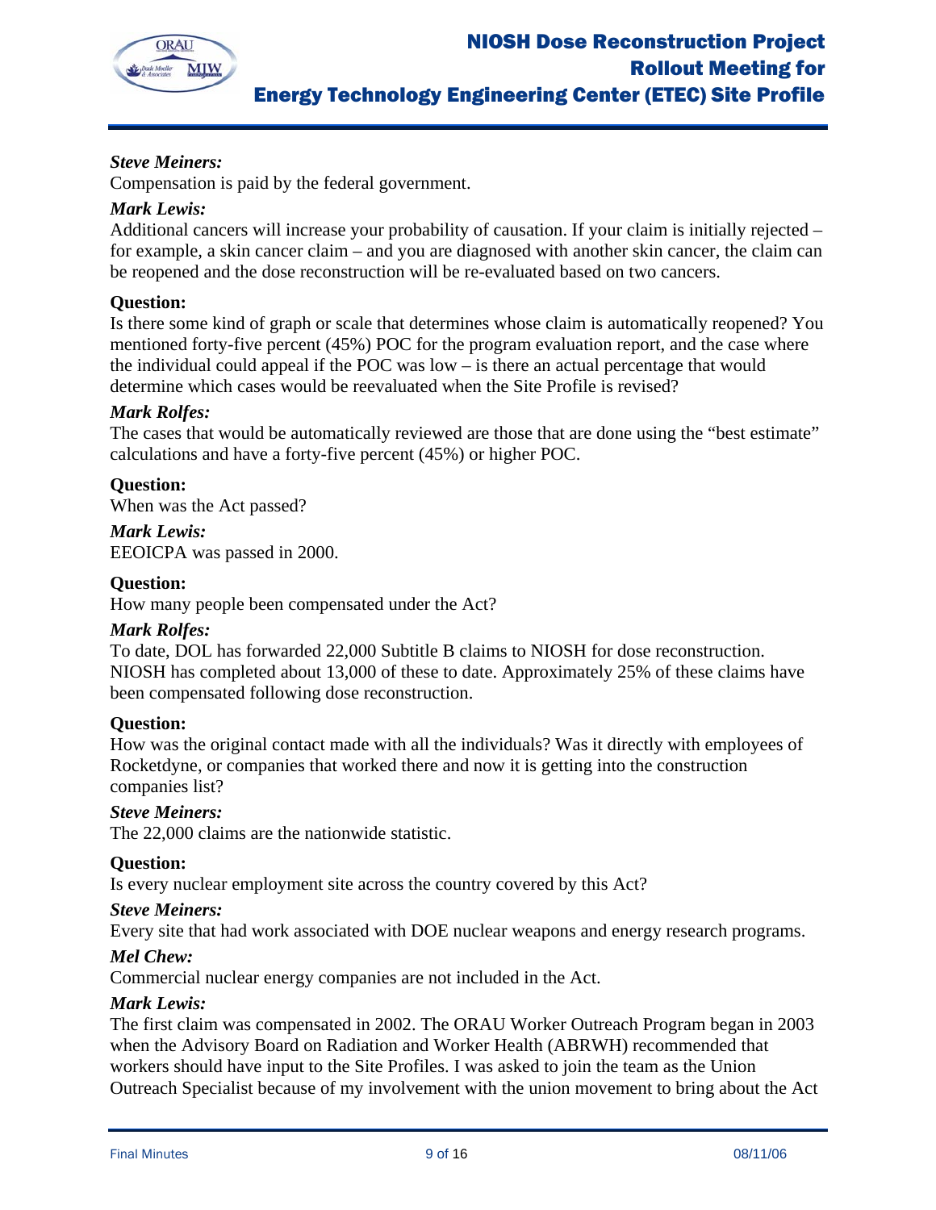***Steve Meiners:***
Compensation is paid by the federal government.

***Mark Lewis:***
Additional cancers will increase your probability of causation. If your claim is initially rejected – for example, a skin cancer claim – and you are diagnosed with another skin cancer, the claim can be reopened and the dose reconstruction will be re-evaluated based on two cancers.

**Question:**
Is there some kind of graph or scale that determines whose claim is automatically reopened? You mentioned forty-five percent (45%) POC for the program evaluation report, and the case where the individual could appeal if the POC was low – is there an actual percentage that would determine which cases would be reevaluated when the Site Profile is revised?

***Mark Rolfes:***
The cases that would be automatically reviewed are those that are done using the "best estimate" calculations and have a forty-five percent (45%) or higher POC.

**Question:**
When was the Act passed?

***Mark Lewis:***
EEOICPA was passed in 2000.

**Question:**
How many people been compensated under the Act?

***Mark Rolfes:***
To date, DOL has forwarded 22,000 Subtitle B claims to NIOSH for dose reconstruction. NIOSH has completed about 13,000 of these to date. Approximately 25% of these claims have been compensated following dose reconstruction.

**Question:**
How was the original contact made with all the individuals? Was it directly with employees of Rocketdyne, or companies that worked there and now it is getting into the construction companies list?

***Steve Meiners:***
The 22,000 claims are the nationwide statistic.

**Question:**
Is every nuclear employment site across the country covered by this Act?

***Steve Meiners:***
Every site that had work associated with DOE nuclear weapons and energy research programs.

***Mel Chew:***
Commercial nuclear energy companies are not included in the Act.

***Mark Lewis:***
The first claim was compensated in 2002. The ORAU Worker Outreach Program began in 2003 when the Advisory Board on Radiation and Worker Health (ABRWH) recommended that workers should have input to the Site Profiles. I was asked to join the team as the Union Outreach Specialist because of my involvement with the union movement to bring about the Act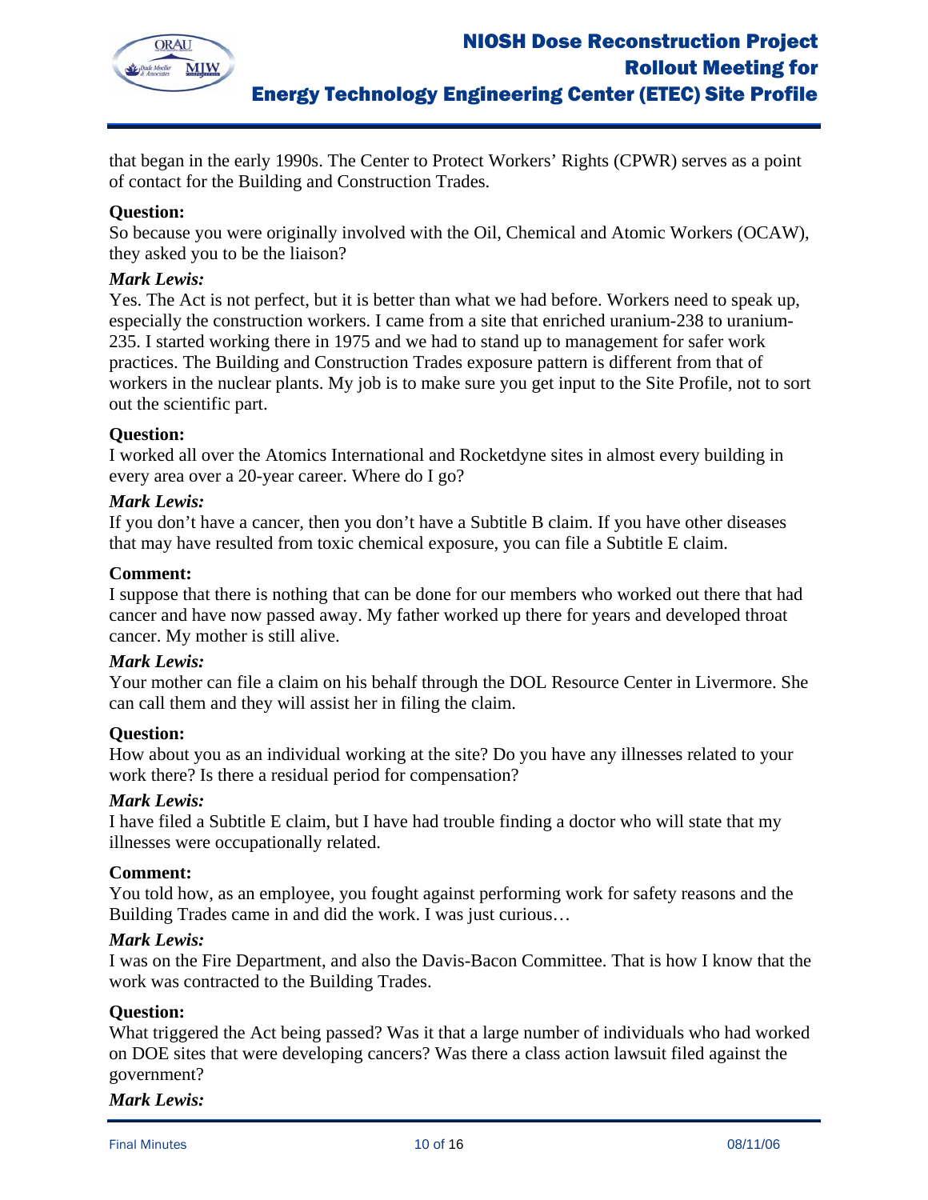that began in the early 1990s. The Center to Protect Workers' Rights (CPWR) serves as a point of contact for the Building and Construction Trades.

**Question:**
So because you were originally involved with the Oil, Chemical and Atomic Workers (OCAW), they asked you to be the liaison?

***Mark Lewis:***
Yes. The Act is not perfect, but it is better than what we had before. Workers need to speak up, especially the construction workers. I came from a site that enriched uranium-238 to uranium-235. I started working there in 1975 and we had to stand up to management for safer work practices. The Building and Construction Trades exposure pattern is different from that of workers in the nuclear plants. My job is to make sure you get input to the Site Profile, not to sort out the scientific part.

**Question:**
I worked all over the Atomics International and Rocketdyne sites in almost every building in every area over a 20-year career. Where do I go?

***Mark Lewis:***
If you don't have a cancer, then you don't have a Subtitle B claim. If you have other diseases that may have resulted from toxic chemical exposure, you can file a Subtitle E claim.

**Comment:**
I suppose that there is nothing that can be done for our members who worked out there that had cancer and have now passed away. My father worked up there for years and developed throat cancer. My mother is still alive.

***Mark Lewis:***
Your mother can file a claim on his behalf through the DOL Resource Center in Livermore. She can call them and they will assist her in filing the claim.

**Question:**
How about you as an individual working at the site? Do you have any illnesses related to your work there? Is there a residual period for compensation?

***Mark Lewis:***
I have filed a Subtitle E claim, but I have had trouble finding a doctor who will state that my illnesses were occupationally related.

**Comment:**
You told how, as an employee, you fought against performing work for safety reasons and the Building Trades came in and did the work. I was just curious…

***Mark Lewis:***
I was on the Fire Department, and also the Davis-Bacon Committee. That is how I know that the work was contracted to the Building Trades.

**Question:**
What triggered the Act being passed? Was it that a large number of individuals who had worked on DOE sites that were developing cancers? Was there a class action lawsuit filed against the government?

***Mark Lewis:***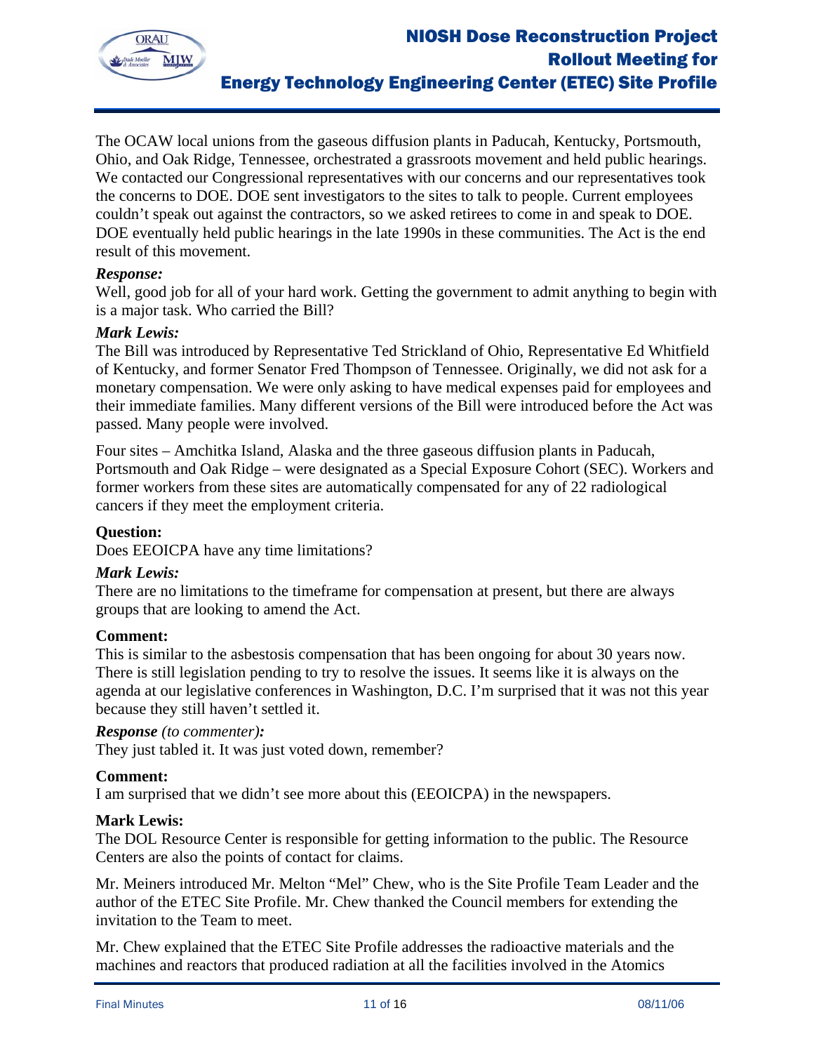The OCAW local unions from the gaseous diffusion plants in Paducah, Kentucky, Portsmouth, Ohio, and Oak Ridge, Tennessee, orchestrated a grassroots movement and held public hearings. We contacted our Congressional representatives with our concerns and our representatives took the concerns to DOE. DOE sent investigators to the sites to talk to people. Current employees couldn't speak out against the contractors, so we asked retirees to come in and speak to DOE. DOE eventually held public hearings in the late 1990s in these communities. The Act is the end result of this movement.

***Response:***
Well, good job for all of your hard work. Getting the government to admit anything to begin with is a major task. Who carried the Bill?

***Mark Lewis:***
The Bill was introduced by Representative Ted Strickland of Ohio, Representative Ed Whitfield of Kentucky, and former Senator Fred Thompson of Tennessee. Originally, we did not ask for a monetary compensation. We were only asking to have medical expenses paid for employees and their immediate families. Many different versions of the Bill were introduced before the Act was passed. Many people were involved.

Four sites – Amchitka Island, Alaska and the three gaseous diffusion plants in Paducah, Portsmouth and Oak Ridge – were designated as a Special Exposure Cohort (SEC). Workers and former workers from these sites are automatically compensated for any of 22 radiological cancers if they meet the employment criteria.

**Question:**
Does EEOICPA have any time limitations?

***Mark Lewis:***
There are no limitations to the timeframe for compensation at present, but there are always groups that are looking to amend the Act.

**Comment:**
This is similar to the asbestosis compensation that has been ongoing for about 30 years now. There is still legislation pending to try to resolve the issues. It seems like it is always on the agenda at our legislative conferences in Washington, D.C. I'm surprised that it was not this year because they still haven't settled it.

***Response*** *(to commenter)****:***
They just tabled it. It was just voted down, remember?

**Comment:**
I am surprised that we didn't see more about this (EEOICPA) in the newspapers.

**Mark Lewis:**
The DOL Resource Center is responsible for getting information to the public. The Resource Centers are also the points of contact for claims.

Mr. Meiners introduced Mr. Melton "Mel" Chew, who is the Site Profile Team Leader and the author of the ETEC Site Profile. Mr. Chew thanked the Council members for extending the invitation to the Team to meet.

Mr. Chew explained that the ETEC Site Profile addresses the radioactive materials and the machines and reactors that produced radiation at all the facilities involved in the Atomics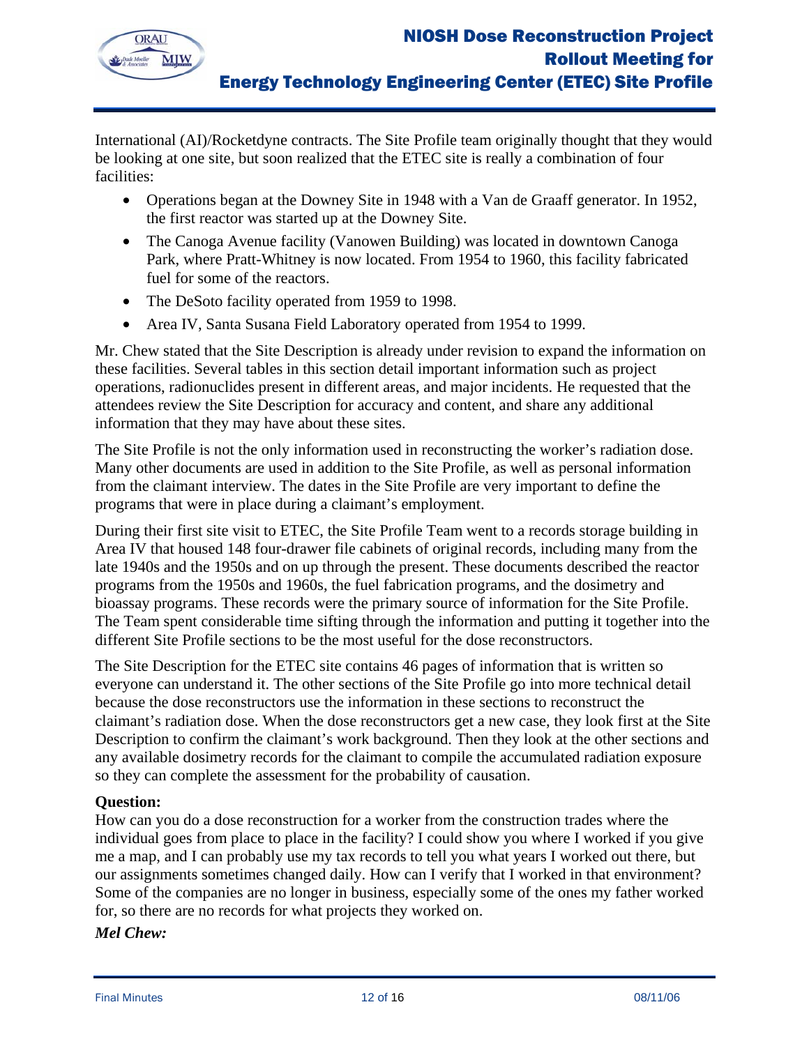International (AI)/Rocketdyne contracts. The Site Profile team originally thought that they would be looking at one site, but soon realized that the ETEC site is really a combination of four facilities:

- Operations began at the Downey Site in 1948 with a Van de Graaff generator. In 1952, the first reactor was started up at the Downey Site.
- The Canoga Avenue facility (Vanowen Building) was located in downtown Canoga Park, where Pratt-Whitney is now located. From 1954 to 1960, this facility fabricated fuel for some of the reactors.
- The DeSoto facility operated from 1959 to 1998.
- Area IV, Santa Susana Field Laboratory operated from 1954 to 1999.

Mr. Chew stated that the Site Description is already under revision to expand the information on these facilities. Several tables in this section detail important information such as project operations, radionuclides present in different areas, and major incidents. He requested that the attendees review the Site Description for accuracy and content, and share any additional information that they may have about these sites.

The Site Profile is not the only information used in reconstructing the worker's radiation dose. Many other documents are used in addition to the Site Profile, as well as personal information from the claimant interview. The dates in the Site Profile are very important to define the programs that were in place during a claimant's employment.

During their first site visit to ETEC, the Site Profile Team went to a records storage building in Area IV that housed 148 four-drawer file cabinets of original records, including many from the late 1940s and the 1950s and on up through the present. These documents described the reactor programs from the 1950s and 1960s, the fuel fabrication programs, and the dosimetry and bioassay programs. These records were the primary source of information for the Site Profile. The Team spent considerable time sifting through the information and putting it together into the different Site Profile sections to be the most useful for the dose reconstructors.

The Site Description for the ETEC site contains 46 pages of information that is written so everyone can understand it. The other sections of the Site Profile go into more technical detail because the dose reconstructors use the information in these sections to reconstruct the claimant's radiation dose. When the dose reconstructors get a new case, they look first at the Site Description to confirm the claimant's work background. Then they look at the other sections and any available dosimetry records for the claimant to compile the accumulated radiation exposure so they can complete the assessment for the probability of causation.

**Question:**
How can you do a dose reconstruction for a worker from the construction trades where the individual goes from place to place in the facility? I could show you where I worked if you give me a map, and I can probably use my tax records to tell you what years I worked out there, but our assignments sometimes changed daily. How can I verify that I worked in that environment? Some of the companies are no longer in business, especially some of the ones my father worked for, so there are no records for what projects they worked on.

***Mel Chew:***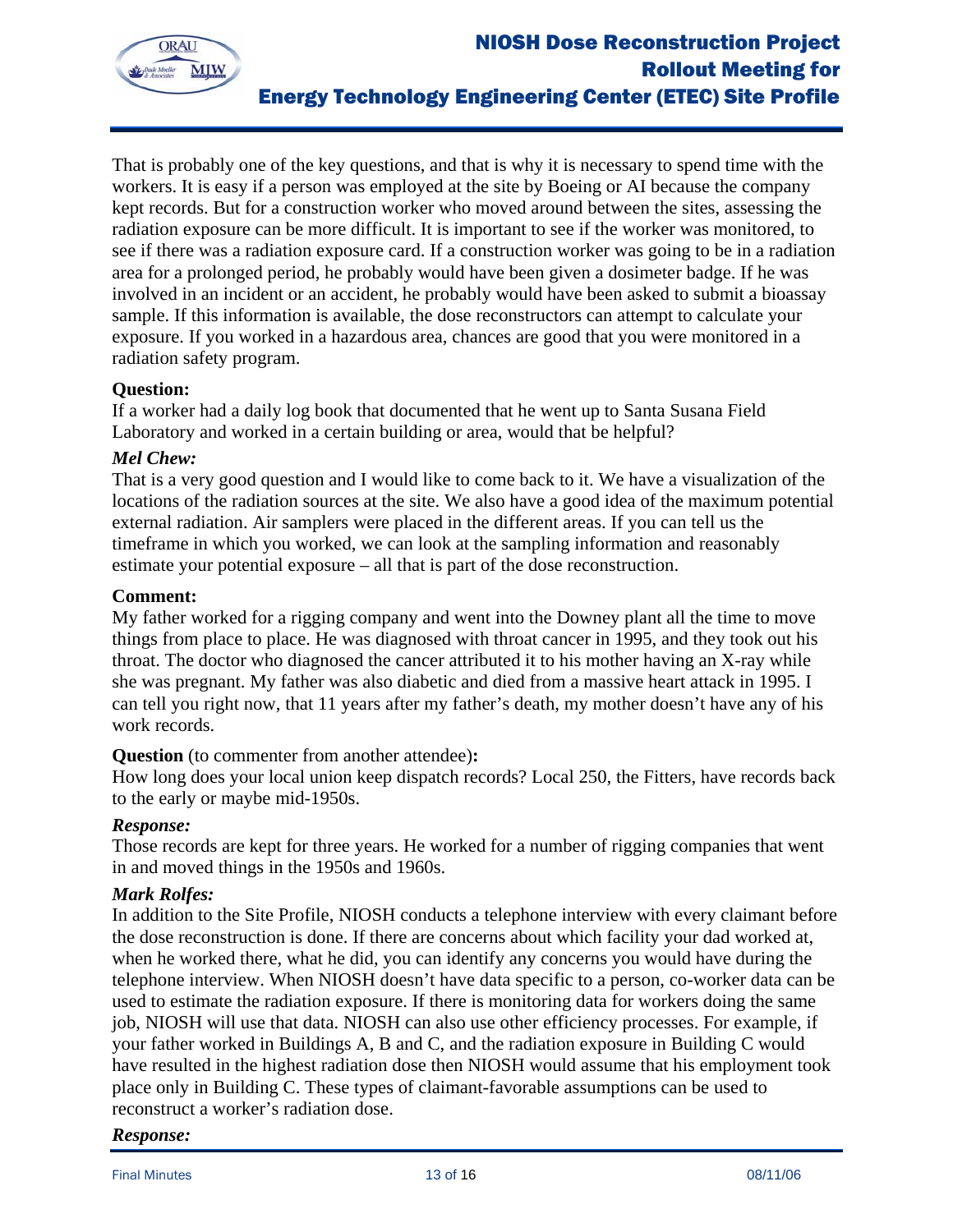That is probably one of the key questions, and that is why it is necessary to spend time with the workers. It is easy if a person was employed at the site by Boeing or AI because the company kept records. But for a construction worker who moved around between the sites, assessing the radiation exposure can be more difficult. It is important to see if the worker was monitored, to see if there was a radiation exposure card. If a construction worker was going to be in a radiation area for a prolonged period, he probably would have been given a dosimeter badge. If he was involved in an incident or an accident, he probably would have been asked to submit a bioassay sample. If this information is available, the dose reconstructors can attempt to calculate your exposure. If you worked in a hazardous area, chances are good that you were monitored in a radiation safety program.

**Question:**
If a worker had a daily log book that documented that he went up to Santa Susana Field Laboratory and worked in a certain building or area, would that be helpful?

***Mel Chew:***
That is a very good question and I would like to come back to it. We have a visualization of the locations of the radiation sources at the site. We also have a good idea of the maximum potential external radiation. Air samplers were placed in the different areas. If you can tell us the timeframe in which you worked, we can look at the sampling information and reasonably estimate your potential exposure – all that is part of the dose reconstruction.

**Comment:**
My father worked for a rigging company and went into the Downey plant all the time to move things from place to place. He was diagnosed with throat cancer in 1995, and they took out his throat. The doctor who diagnosed the cancer attributed it to his mother having an X-ray while she was pregnant. My father was also diabetic and died from a massive heart attack in 1995. I can tell you right now, that 11 years after my father's death, my mother doesn't have any of his work records.

**Question** (to commenter from another attendee)**:**
How long does your local union keep dispatch records? Local 250, the Fitters, have records back to the early or maybe mid-1950s.

***Response:***
Those records are kept for three years. He worked for a number of rigging companies that went in and moved things in the 1950s and 1960s.

***Mark Rolfes:***
In addition to the Site Profile, NIOSH conducts a telephone interview with every claimant before the dose reconstruction is done. If there are concerns about which facility your dad worked at, when he worked there, what he did, you can identify any concerns you would have during the telephone interview. When NIOSH doesn't have data specific to a person, co-worker data can be used to estimate the radiation exposure. If there is monitoring data for workers doing the same job, NIOSH will use that data. NIOSH can also use other efficiency processes. For example, if your father worked in Buildings A, B and C, and the radiation exposure in Building C would have resulted in the highest radiation dose then NIOSH would assume that his employment took place only in Building C. These types of claimant-favorable assumptions can be used to reconstruct a worker's radiation dose.

***Response:***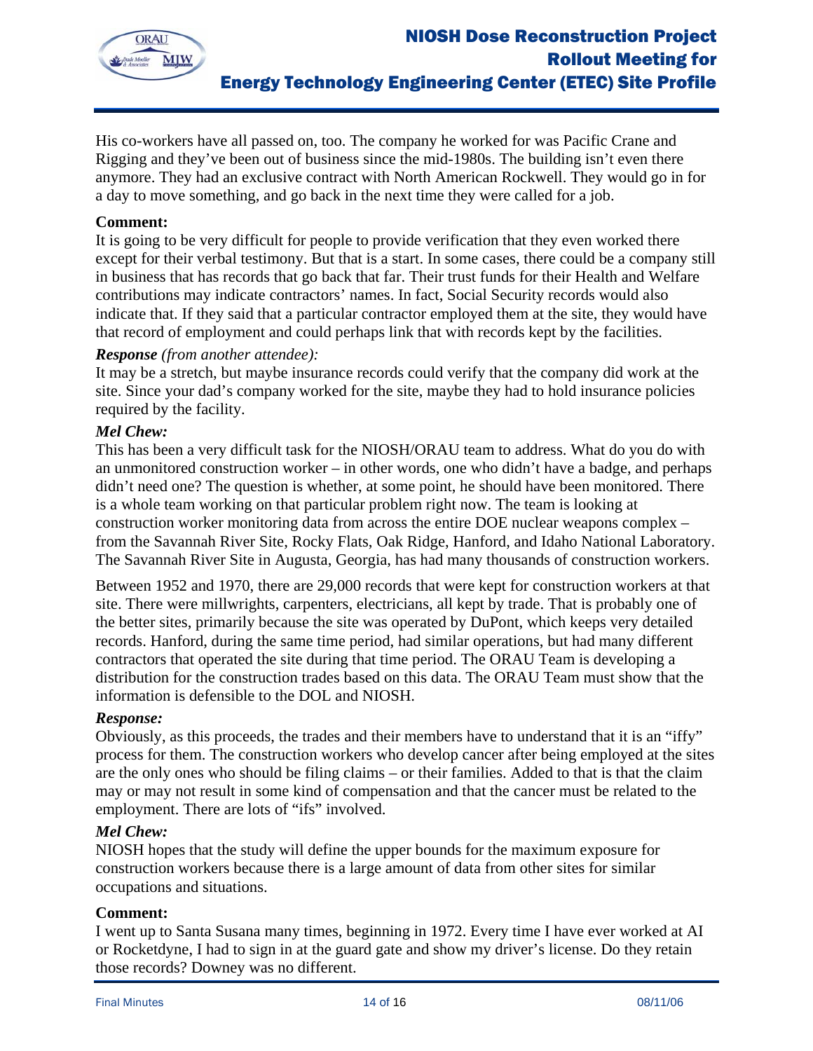His co-workers have all passed on, too. The company he worked for was Pacific Crane and Rigging and they've been out of business since the mid-1980s. The building isn't even there anymore. They had an exclusive contract with North American Rockwell. They would go in for a day to move something, and go back in the next time they were called for a job.

**Comment:**
It is going to be very difficult for people to provide verification that they even worked there except for their verbal testimony. But that is a start. In some cases, there could be a company still in business that has records that go back that far. Their trust funds for their Health and Welfare contributions may indicate contractors' names. In fact, Social Security records would also indicate that. If they said that a particular contractor employed them at the site, they would have that record of employment and could perhaps link that with records kept by the facilities.

***Response*** *(from another attendee):*
It may be a stretch, but maybe insurance records could verify that the company did work at the site. Since your dad's company worked for the site, maybe they had to hold insurance policies required by the facility.

***Mel Chew:***
This has been a very difficult task for the NIOSH/ORAU team to address. What do you do with an unmonitored construction worker – in other words, one who didn't have a badge, and perhaps didn't need one? The question is whether, at some point, he should have been monitored. There is a whole team working on that particular problem right now. The team is looking at construction worker monitoring data from across the entire DOE nuclear weapons complex – from the Savannah River Site, Rocky Flats, Oak Ridge, Hanford, and Idaho National Laboratory. The Savannah River Site in Augusta, Georgia, has had many thousands of construction workers.

Between 1952 and 1970, there are 29,000 records that were kept for construction workers at that site. There were millwrights, carpenters, electricians, all kept by trade. That is probably one of the better sites, primarily because the site was operated by DuPont, which keeps very detailed records. Hanford, during the same time period, had similar operations, but had many different contractors that operated the site during that time period. The ORAU Team is developing a distribution for the construction trades based on this data. The ORAU Team must show that the information is defensible to the DOL and NIOSH.

***Response:***
Obviously, as this proceeds, the trades and their members have to understand that it is an "iffy" process for them. The construction workers who develop cancer after being employed at the sites are the only ones who should be filing claims – or their families. Added to that is that the claim may or may not result in some kind of compensation and that the cancer must be related to the employment. There are lots of "ifs" involved.

***Mel Chew:***
NIOSH hopes that the study will define the upper bounds for the maximum exposure for construction workers because there is a large amount of data from other sites for similar occupations and situations.

**Comment:**
I went up to Santa Susana many times, beginning in 1972. Every time I have ever worked at AI or Rocketdyne, I had to sign in at the guard gate and show my driver's license. Do they retain those records? Downey was no different.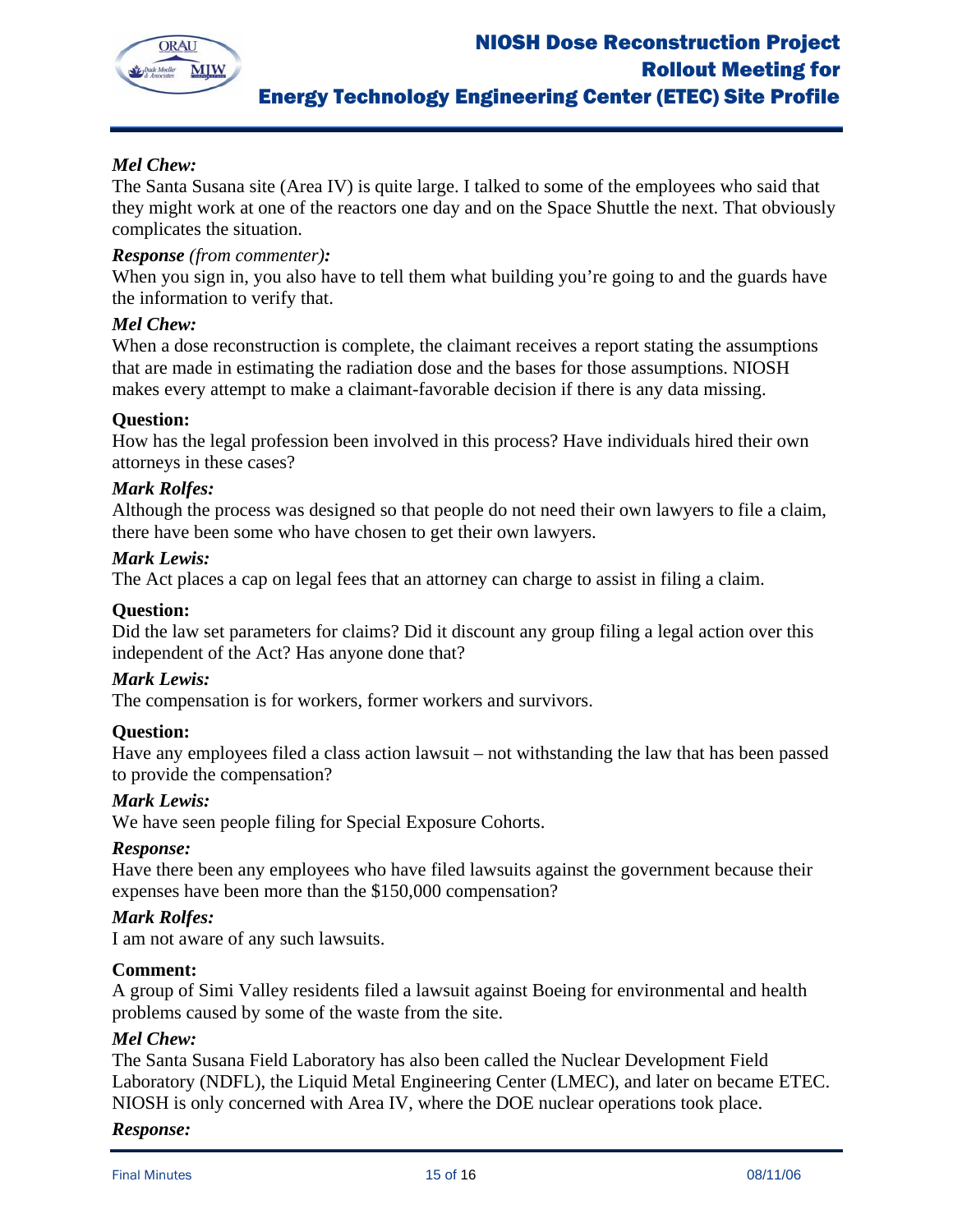***Mel Chew:***
The Santa Susana site (Area IV) is quite large. I talked to some of the employees who said that they might work at one of the reactors one day and on the Space Shuttle the next. That obviously complicates the situation.

***Response** (from commenter)**:***
When you sign in, you also have to tell them what building you're going to and the guards have the information to verify that.

***Mel Chew:***
When a dose reconstruction is complete, the claimant receives a report stating the assumptions that are made in estimating the radiation dose and the bases for those assumptions. NIOSH makes every attempt to make a claimant-favorable decision if there is any data missing.

**Question:**
How has the legal profession been involved in this process? Have individuals hired their own attorneys in these cases?

***Mark Rolfes:***
Although the process was designed so that people do not need their own lawyers to file a claim, there have been some who have chosen to get their own lawyers.

***Mark Lewis:***
The Act places a cap on legal fees that an attorney can charge to assist in filing a claim.

**Question:**
Did the law set parameters for claims? Did it discount any group filing a legal action over this independent of the Act? Has anyone done that?

***Mark Lewis:***
The compensation is for workers, former workers and survivors.

**Question:**
Have any employees filed a class action lawsuit – not withstanding the law that has been passed to provide the compensation?

***Mark Lewis:***
We have seen people filing for Special Exposure Cohorts.

***Response:***
Have there been any employees who have filed lawsuits against the government because their expenses have been more than the $150,000 compensation?

***Mark Rolfes:***
I am not aware of any such lawsuits.

**Comment:**
A group of Simi Valley residents filed a lawsuit against Boeing for environmental and health problems caused by some of the waste from the site.

***Mel Chew:***
The Santa Susana Field Laboratory has also been called the Nuclear Development Field Laboratory (NDFL), the Liquid Metal Engineering Center (LMEC), and later on became ETEC. NIOSH is only concerned with Area IV, where the DOE nuclear operations took place.

***Response:***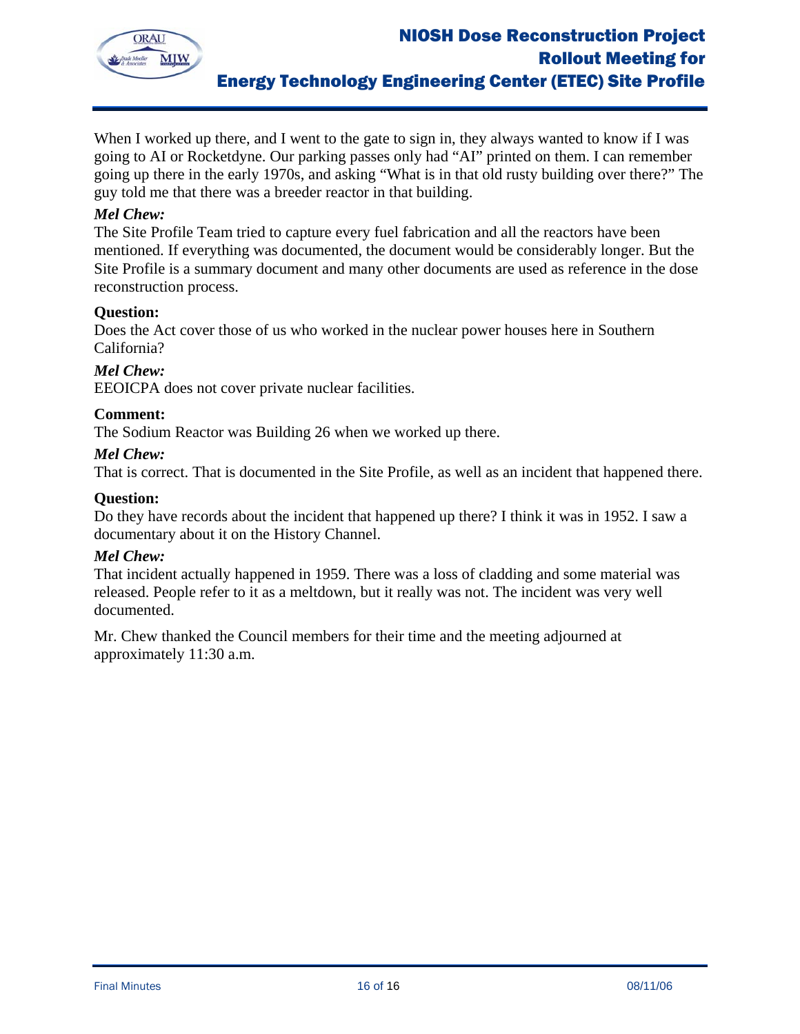When I worked up there, and I went to the gate to sign in, they always wanted to know if I was going to AI or Rocketdyne. Our parking passes only had "AI" printed on them. I can remember going up there in the early 1970s, and asking "What is in that old rusty building over there?" The guy told me that there was a breeder reactor in that building.

***Mel Chew:***

The Site Profile Team tried to capture every fuel fabrication and all the reactors have been mentioned. If everything was documented, the document would be considerably longer. But the Site Profile is a summary document and many other documents are used as reference in the dose reconstruction process.

**Question:**

Does the Act cover those of us who worked in the nuclear power houses here in Southern California?

***Mel Chew:***

EEOICPA does not cover private nuclear facilities.

**Comment:**

The Sodium Reactor was Building 26 when we worked up there.

***Mel Chew:***

That is correct. That is documented in the Site Profile, as well as an incident that happened there.

**Question:**

Do they have records about the incident that happened up there? I think it was in 1952. I saw a documentary about it on the History Channel.

***Mel Chew:***

That incident actually happened in 1959. There was a loss of cladding and some material was released. People refer to it as a meltdown, but it really was not. The incident was very well documented.

Mr. Chew thanked the Council members for their time and the meeting adjourned at approximately 11:30 a.m.